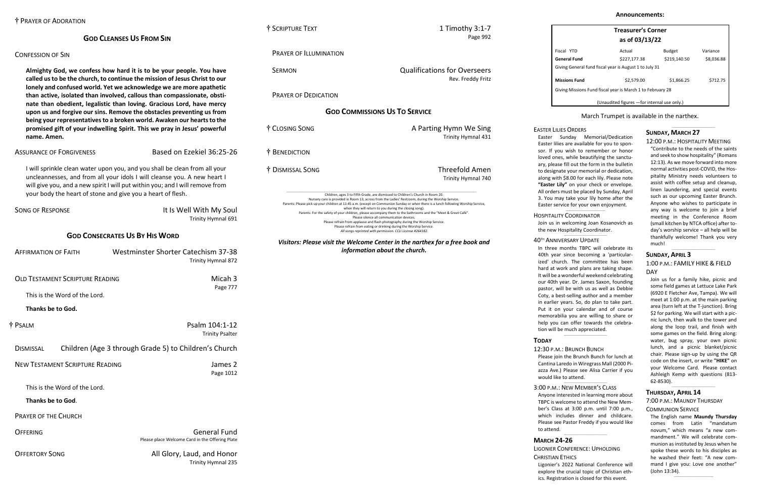† Prayer of Adoration

## God Cleanses Us From Sin

Confession of Sin

**Almighty God, we confess how hard it is to be your people. You have called us to be the church, to continue the mission of Jesus Christ to our lonely and confused world. Yet we acknowledge we are more apathetic than active, isolated than involved, callous than compassionate, obstinate than obedient, legalistic than loving. Gracious Lord, have mercy upon us and forgive our sins. Remove the obstacles preventing us from being your representatives to a broken world. Awaken our hearts to the promised gift of your indwelling Spirit. This we pray in Jesus' powerful name. Amen.**

Assurance of Forgiveness — Based on Ezekiel 36:25-26

I will sprinkle clean water upon you, and you shall be clean from all your uncleannesses, and from all your idols I will cleanse you. A new heart I will give you, and a new spirit I will put within you; and I will remove from your body the heart of stone and give you a heart of flesh.

Song of Response — It Is Well With My Soul
Trinity Hymnal 691

## God Consecrates Us By His Word

Affirmation of Faith — Westminster Shorter Catechism 37-38
Trinity Hymnal 872

Old Testament Scripture Reading — Micah 3
Page 777

This is the Word of the Lord.

**Thanks be to God.**

† Psalm — Psalm 104:1-12
Trinity Psalter

Dismissal — Children (Age 3 through Grade 5) to Children's Church

New Testament Scripture Reading — James 2
Page 1012

This is the Word of the Lord.

**Thanks be to God**.

Prayer of the Church

Offering — General Fund
Please place Welcome Card in the Offering Plate

Offertory Song — All Glory, Laud, and Honor
Trinity Hymnal 235

† Scripture Text — 1 Timothy 3:1-7
Page 992

Prayer of Illumination

Sermon — Qualifications for Overseers
Rev. Freddy Fritz

Prayer of Dedication

## God Commissions Us To Service

† Closing Song — A Parting Hymn We Sing
Trinity Hymnal 431

† Benediction

† Dismissal Song — Threefold Amen
Trinity Hymnal 740

Children, ages 3 to Fifth Grade, are dismissed to Children's Church in Room 20.
Nursery care is provided in Room 13, across from the Ladies' Restroom, during the Worship Service.
Parents: Please pick up your children at 11:45 a.m. (except on Communion Sunday or when there is a lunch following Worship Service, when they will return to you during the closing song).
Parents: For the safety of your children, please accompany them to the bathrooms and the "Meet & Greet Café".
Please silence all communication devices.
Please refrain from applause and flash photography during the Worship Service.
Please refrain from eating or drinking during the Worship Service.
*All songs reprinted with permission. CCLI License #264182.*

***Visitors: Please visit the Welcome Center in the narthex for a free book and information about the church.***

## Announcements:

| Treasurer's Corner as of 03/13/22 | | | |
|---|---|---|---|
| Fiscal YTD | Actual | Budget | Variance |
| **General Fund** | $227,177.38 | $219,140.50 | $8,036.88 |
| Giving General fund fiscal year is August 1 to July 31 | | | |
| **Missions Fund** | $2,579.00 | $1,866.25 | $712.75 |
| Giving Missions Fund fiscal year is March 1 to February 28 | | | |
| (Unaudited figures —for internal use only.) | | | |

March Trumpet is available in the narthex.

Easter Lilies Orders

Easter Sunday Memorial/Dedication Easter lilies are available for you to sponsor. If you wish to remember or honor loved ones, while beautifying the sanctuary, please fill out the form in the bulletin to designate your memorial or dedication, along with $8.00 for each lily. Please note **"Easter Lily"** on your check or envelope. All orders must be placed by Sunday, April 3. You may take your lily home after the Easter service for your own enjoyment.

Hospitality Coordinator

Join us in welcoming Joan Kosanovich as the new Hospitality Coordinator.

40th Anniversary Update

In three months TBPC will celebrate its 40th year since becoming a 'particularized' church. The committee has been hard at work and plans are taking shape. It will be a wonderful weekend celebrating our 40th year. Dr. James Saxon, founding pastor, will be with us as well as Debbie Coty, a best-selling author and a member in earlier years. So, do plan to take part. Put it on your calendar and of course memorabilia you are willing to share or help you can offer towards the celebration will be much appreciated.

### Today

12:30 p.m.: Brunch Bunch

Please join the Brunch Bunch for lunch at Cantina Laredo in Wiregrass Mall (2000 Piazza Ave.) Please see Alisa Carrier if you would like to attend.

3:00 p.m.: New Member's Class

Anyone interested in learning more about TBPC is welcome to attend the New Member's Class at 3:00 p.m. until 7:00 p.m., which includes dinner and childcare. Please see Pastor Freddy if you would like to attend.

### March 24-26

Ligonier Conference: Upholding Christian Ethics

Ligonier's 2022 National Conference will explore the crucial topic of Christian ethics. Registration is closed for this event.

### Sunday, March 27

12:00 p.m.: Hospitality Meeting

"Contribute to the needs of the saints and seek to show hospitality" (Romans 12:13). As we move forward into more normal activities post-COVID, the Hospitality Ministry needs volunteers to assist with coffee setup and cleanup, linen laundering, and special events such as our upcoming Easter Brunch. Anyone who wishes to participate in any way is welcome to join a brief meeting in the Conference Room (small kitchen by NTCA office) after today's worship service – all help will be thankfully welcome! Thank you very much!

### Sunday, April 3

1:00 p.m.: Family Hike & Field Day

Join us for a family hike, picnic and some field games at Lettuce Lake Park (6920 E Fletcher Ave, Tampa). We will meet at 1:00 p.m. at the main parking area (turn left at the T-junction). Bring $2 for parking. We will start with a picnic lunch, then walk to the tower and along the loop trail, and finish with some games on the field. Bring along: water, bug spray, your own picnic lunch, and a picnic blanket/picnic chair. Please sign-up by using the QR code on the insert, or write **"HIKE"** on your Welcome Card. Please contact Ashleigh Kemp with questions (813-62-8530).

### Thursday, April 14

7:00 p.m.: Maundy Thursday Communion Service

The English name **Maundy Thursday** comes from Latin "mandatum novum," which means "a new commandment." We will celebrate communion as instituted by Jesus when he spoke these words to his disciples as he washed their feet: "A new command I give you: Love one another" (John 13:34).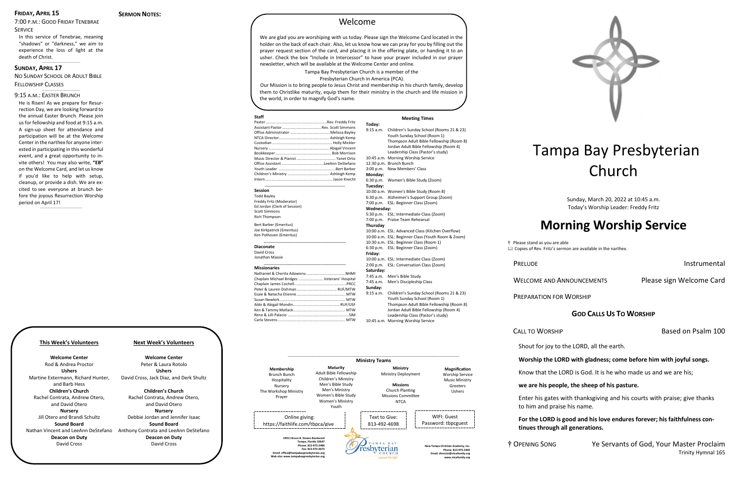**FRIDAY, APRIL 15**

7:00 P.M.: GOOD FRIDAY TENEBRAE SERVICE

In this service of Tenebrae, meaning "shadows" or "darkness," we aim to experience the loss of light at the death of Christ.

**SUNDAY, APRIL 17**

NO SUNDAY SCHOOL OR ADULT BIBLE FELLOWSHIP CLASSES

9:15 A.M.: EASTER BRUNCH

He is Risen! As we prepare for Resurrection Day, we are looking forward to the annual Easter Brunch. Please join us for fellowship and food at 9:15 a.m. A sign-up sheet for attendance and participation will be at the Welcome Center in the narthex for anyone interested in participating in this wonderful event, and a great opportunity to invite others! You may also write, **"EB"** on the Welcome Card, and let us know if you'd like to help with setup, cleanup, or provide a dish. We are excited to see everyone at brunch before the joyous Resurrection Worship period on April 17!

**SERMON NOTES:**

## Welcome

We are glad you are worshiping with us today. Please sign the Welcome Card located in the holder on the back of each chair. Also, let us know how we can pray for you by filling out the prayer request section of the card, and placing it in the offering plate, or handing it to an usher. Check the box "Include in Intercessor" to have your prayer included in our prayer newsletter, which will be available at the Welcome Center and online.

Tampa Bay Presbyterian Church is a member of the Presbyterian Church in America (PCA).

Our Mission is to bring people to Jesus Christ and membership in his church family, develop them to Christlike maturity, equip them for their ministry in the church and life mission in the world, in order to magnify God's name.

**Staff**

Pastor ........ Rev. Freddy Fritz
Assistant Pastor ........ Rev. Scott Simmons
Office Administrator ........ Melissa Bayley
NTCA Director ........ Ashleigh Kemp
Custodian ........ Holly Mickler
Nursery ........ Abigail Vincent
Bookkeeper ........ Bob Morrison
Music Director & Pianist ........ Yanet Ortiz
Office Assistant ........ LeeAnn DeStefano
Youth Leader ........ Bert Barber
Children's Ministry ........ Ashleigh Kemp
Intern ........ Jason Knecht

**Session**

Todd Bayley
Freddy Fritz (Moderator)
Ed Jordan (Clerk of Session)
Scott Simmons
Rich Thompson

Bert Barber (Emeritus)
Joe Kirkpatrick (Emeritus)
Ken Pothoven (Emeritus)

**Diaconate**

David Cross
Jonathan Massie

**Missionaries**

Nathaniel & Cherita Adawonu ........ NHMI
Chaplain Michael Bridges ........ Veterans' Hospital
Chaplain James Cochell ........ PRCC
Peter & Lauren Dishman ........ RUF/MTW
Esaie & Natacha Etienne ........ MTW
Susan Newkirk ........ MTW
Aldo & Abigail Mondin ........ RUF/USF
Ken & Tammy Matlack ........ MTW
Rene & Lilli Palacio ........ SIM
Carla Stevens ........ MTW

**Meeting Times**

**Today:**
9:15 a.m. Children's Sunday School (Rooms 21 & 23)
Youth Sunday School (Room 1)
Thompson Adult Bible Fellowship (Room 8)
Jordan Adult Bible Fellowship (Room 4)
Leadership Class (Pastor's study)
10:45 a.m. Morning Worship Service
12:30 p.m. Brunch Bunch
3:00 p.m. New Members' Class

**Monday:**
6:30 p.m. Women's Bible Study (Zoom)

**Tuesday:**
10:00 a.m. Women's Bible Study (Room 8)
6:30 p.m. Alzheimer's Support Group (Zoom)
7:00 p.m. ESL: Beginner Class (Zoom)

**Wednesday:**
5:30 p.m. ESL: Intermediate Class (Zoom)
7:00 p.m. Praise Team Rehearsal

**Thursday**
10:00 a.m. ESL: Advanced Class (Kitchen Overflow)
10:00 a.m. ESL: Beginner Class (Youth Room & Zoom)
10:30 a.m. ESL: Beginner Class (Room 1)
6:30 p.m. ESL: Beginner Class (Zoom)

**Friday:**
10:00 a.m. ESL: Intermediate Class (Zoom)
2:00 p.m. ESL: Conversation Class (Zoom)

**Saturday:**
7:45 a.m. Men's Bible Study
7:45 a.m. Men's Discipleship Class

**Sunday:**
9:15 a.m. Children's Sunday School (Rooms 21 & 23)
Youth Sunday School (Room 1)
Thompson Adult Bible Fellowship (Room 8)
Jordan Adult Bible Fellowship (Room 4)
Leadership Class (Pastor's study)
10:45 a.m. Morning Worship Service

| This Week's Volunteers | Next Week's Volunteers |
|---|---|
| **Welcome Center** | **Welcome Center** |
| Rod & Andrea Proctor | Peter & Laura Rotolo |
| **Ushers** | **Ushers** |
| Martine Extermann, Richard Hunter, and Barb Hess | David Cross, Jack Diaz, and Derk Shultz |
| **Children's Church** | **Children's Church** |
| Rachel Contrata, Andrew Otero, and David Otero | Rachel Contrata, Andrew Otero, and David Otero |
| **Nursery** | **Nursery** |
| Jill Otero and Brandi Schultz | Debbie Jordan and Jennifer Isaac |
| **Sound Board** | **Sound Board** |
| Nathan Vincent and LeeAnn DeStefano | Anthony Contrata and LeeAnn DeStefano |
| **Deacon on Duty** | **Deacon on Duty** |
| David Cross | David Cross |

**Ministry Teams**

| Membership | Maturity | Ministry | Magnification |
|---|---|---|---|
| Brunch Bunch | Adult Bible Fellowship | Ministry Deployment | Worship Service |
| Hospitality | Children's Ministry | | Music Ministry |
| Nursery | Men's Bible Study | **Missions** | Greeters |
| The Workshop Ministry | Men's Ministry | Church Planting | Ushers |
| Prayer | Women's Bible Study | Missions Committee | |
| | Women's Ministry | NTCA | |
| | Youth | | |

Online giving: https://faithlife.com/tbpca/give

Text to Give: 813-492-4698

WIFI: Guest
Password: tbpcguest

19911 Bruce B. Downs Boulevard
Tampa, Florida 33647
Phone: 813-973-2484
Fax: 813-973-4673
Email: office@tampabaypresbyterian.org
Web site: www.tampabaypresbyterian.org

Tampa Bay Presbyterian Church
Answers For Life

New Tampa Christian Academy, Inc.
Phone: 813-973-2443
Email: director@ntcafamily.org
www.ntcafamily.org

# Tampa Bay Presbyterian Church

Sunday, March 20, 2022 at 10:45 a.m.
Today's Worship Leader: Freddy Fritz

# Morning Worship Service

† Please stand as you are able
📖 Copies of Rev. Fritz's sermon are available in the narthex.

PRELUDE — Instrumental

WELCOME AND ANNOUNCEMENTS — Please sign Welcome Card

PREPARATION FOR WORSHIP

## GOD CALLS US TO WORSHIP

CALL TO WORSHIP — Based on Psalm 100

Shout for joy to the LORD, all the earth.

**Worship the LORD with gladness; come before him with joyful songs.**

Know that the LORD is God. It is he who made us and we are his;

**we are his people, the sheep of his pasture.**

Enter his gates with thanksgiving and his courts with praise; give thanks to him and praise his name.

**For the LORD is good and his love endures forever; his faithfulness continues through all generations.**

† OPENING SONG — Ye Servants of God, Your Master Proclaim
Trinity Hymnal 165